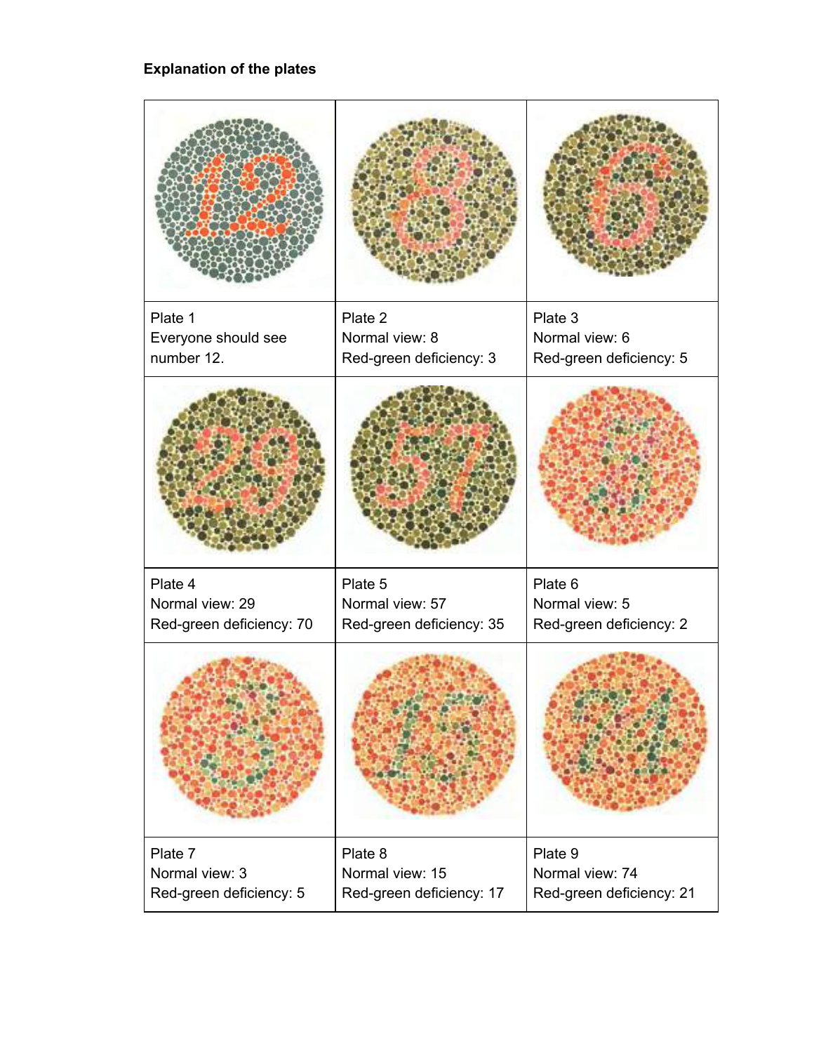**Explanation of the plates**

| | | |
|---|---|---|
| Plate 1<br>Everyone should see number 12. | Plate 2<br>Normal view: 8<br>Red-green deficiency: 3 | Plate 3<br>Normal view: 6<br>Red-green deficiency: 5 |
| Plate 4<br>Normal view: 29<br>Red-green deficiency: 70 | Plate 5<br>Normal view: 57<br>Red-green deficiency: 35 | Plate 6<br>Normal view: 5<br>Red-green deficiency: 2 |
| Plate 7<br>Normal view: 3<br>Red-green deficiency: 5 | Plate 8<br>Normal view: 15<br>Red-green deficiency: 17 | Plate 9<br>Normal view: 74<br>Red-green deficiency: 21 |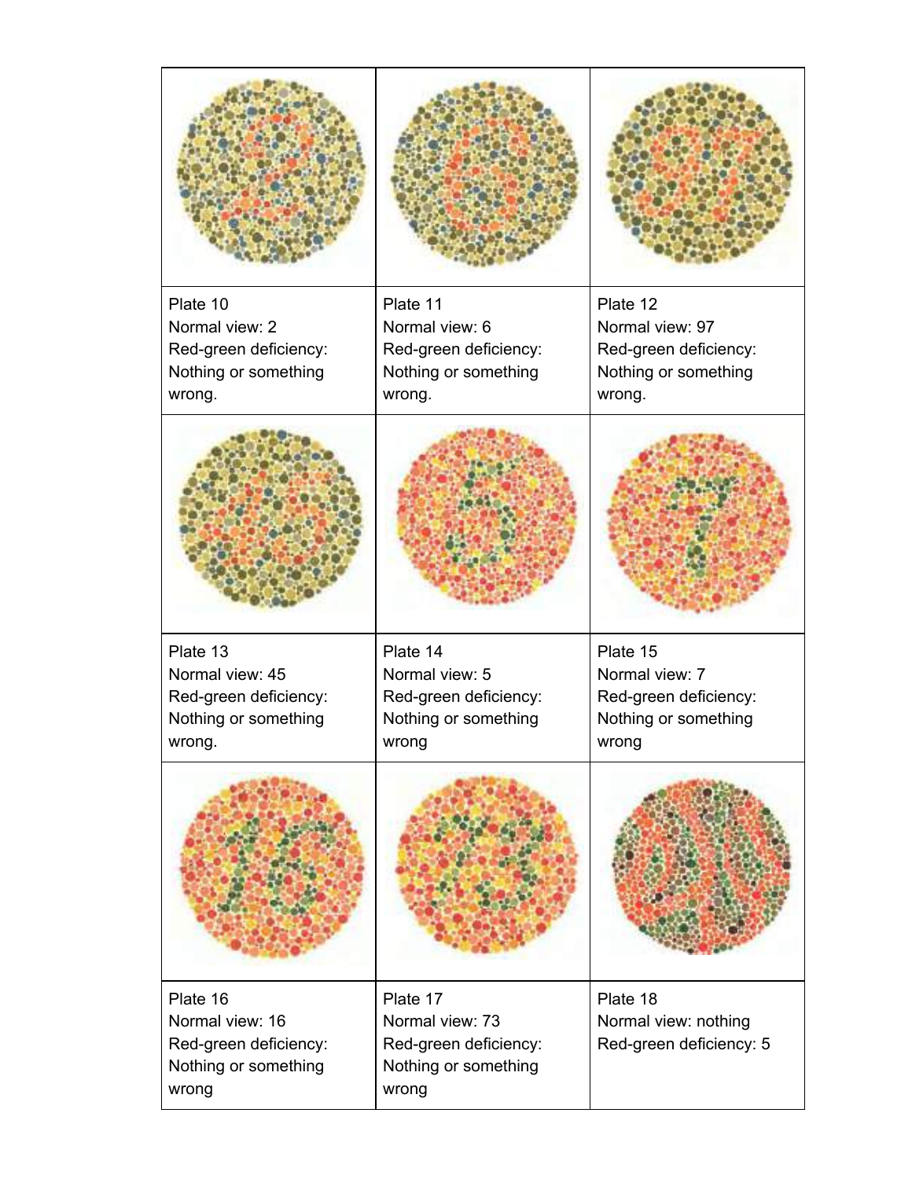| | | |
|---|---|---|
| Plate 10<br>Normal view: 2<br>Red-green deficiency: Nothing or something wrong. | Plate 11<br>Normal view: 6<br>Red-green deficiency: Nothing or something wrong. | Plate 12<br>Normal view: 97<br>Red-green deficiency: Nothing or something wrong. |
| Plate 13<br>Normal view: 45<br>Red-green deficiency: Nothing or something wrong. | Plate 14<br>Normal view: 5<br>Red-green deficiency: Nothing or something wrong | Plate 15<br>Normal view: 7<br>Red-green deficiency: Nothing or something wrong |
| Plate 16<br>Normal view: 16<br>Red-green deficiency: Nothing or something wrong | Plate 17<br>Normal view: 73<br>Red-green deficiency: Nothing or something wrong | Plate 18<br>Normal view: nothing<br>Red-green deficiency: 5 |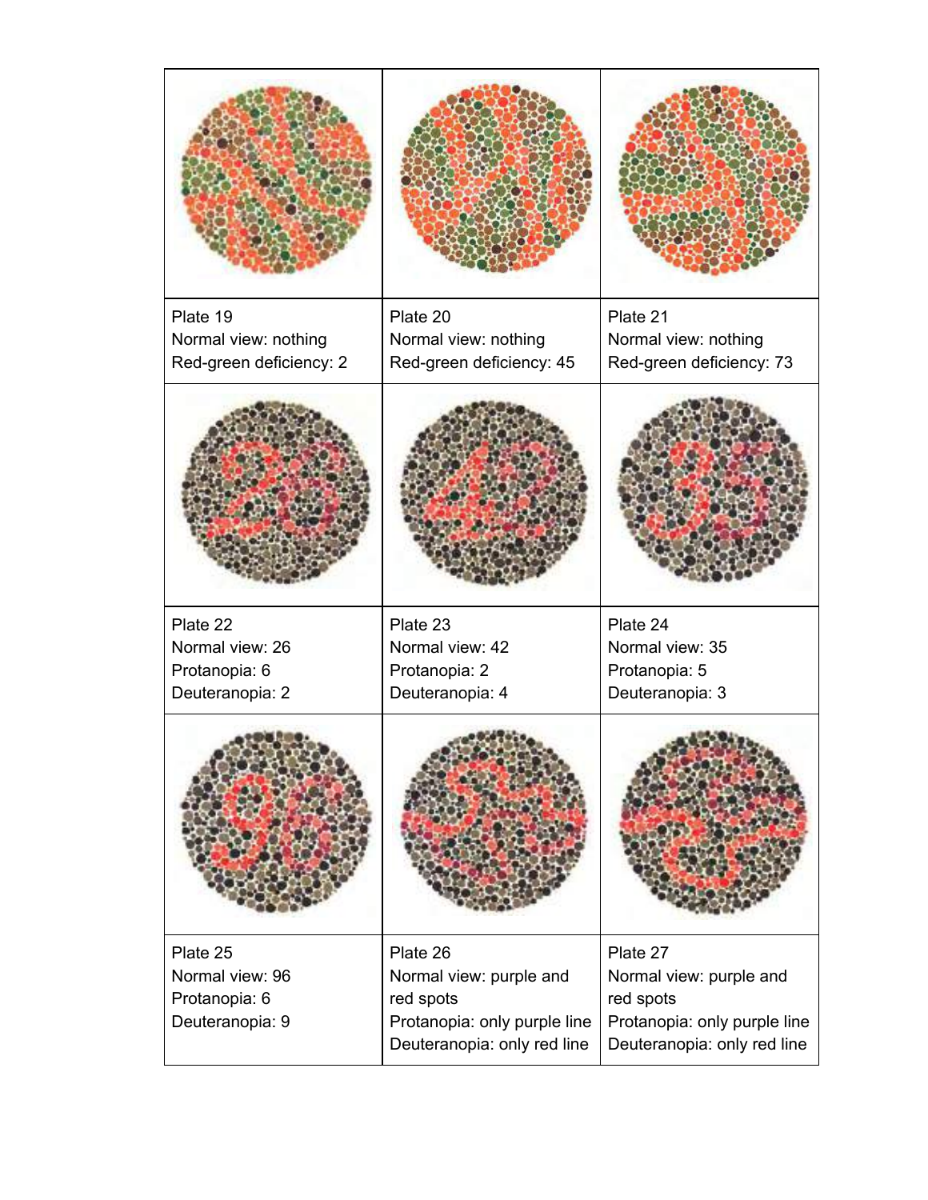| | | |
|---|---|---|
| | | |
| Plate 19<br>Normal view: nothing<br>Red-green deficiency: 2 | Plate 20<br>Normal view: nothing<br>Red-green deficiency: 45 | Plate 21<br>Normal view: nothing<br>Red-green deficiency: 73 |
| | | |
| Plate 22<br>Normal view: 26<br>Protanopia: 6<br>Deuteranopia: 2 | Plate 23<br>Normal view: 42<br>Protanopia: 2<br>Deuteranopia: 4 | Plate 24<br>Normal view: 35<br>Protanopia: 5<br>Deuteranopia: 3 |
| | | |
| Plate 25<br>Normal view: 96<br>Protanopia: 6<br>Deuteranopia: 9 | Plate 26<br>Normal view: purple and red spots<br>Protanopia: only purple line<br>Deuteranopia: only red line | Plate 27<br>Normal view: purple and red spots<br>Protanopia: only purple line<br>Deuteranopia: only red line |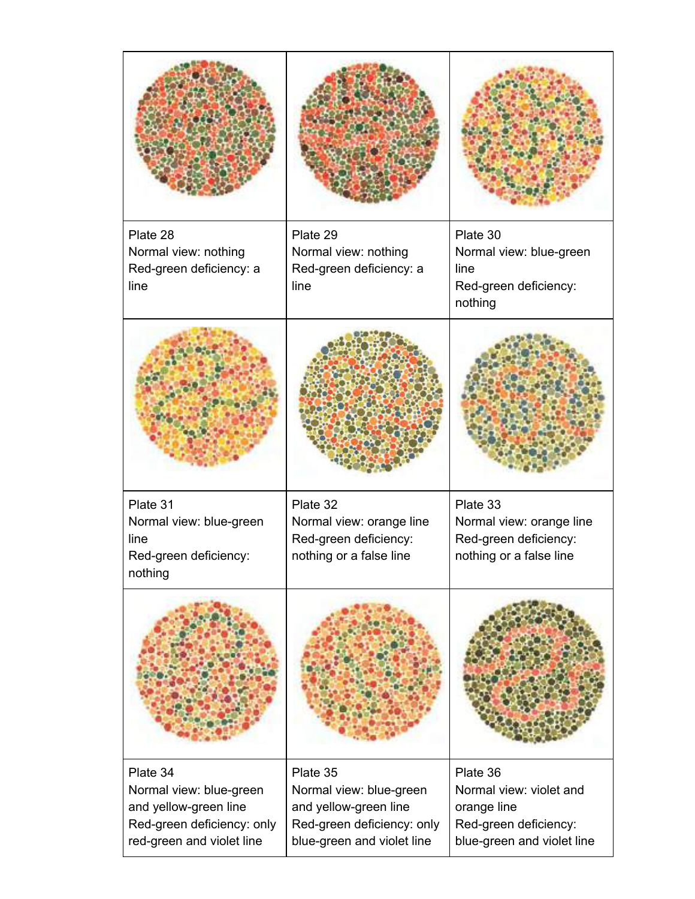| | | |
|---|---|---|
| Plate 28<br>Normal view: nothing<br>Red-green deficiency: a line | Plate 29<br>Normal view: nothing<br>Red-green deficiency: a line | Plate 30<br>Normal view: blue-green line<br>Red-green deficiency: nothing |
| Plate 31<br>Normal view: blue-green line<br>Red-green deficiency: nothing | Plate 32<br>Normal view: orange line<br>Red-green deficiency: nothing or a false line | Plate 33<br>Normal view: orange line<br>Red-green deficiency: nothing or a false line |
| Plate 34<br>Normal view: blue-green and yellow-green line<br>Red-green deficiency: only red-green and violet line | Plate 35<br>Normal view: blue-green and yellow-green line<br>Red-green deficiency: only blue-green and violet line | Plate 36<br>Normal view: violet and orange line<br>Red-green deficiency: blue-green and violet line |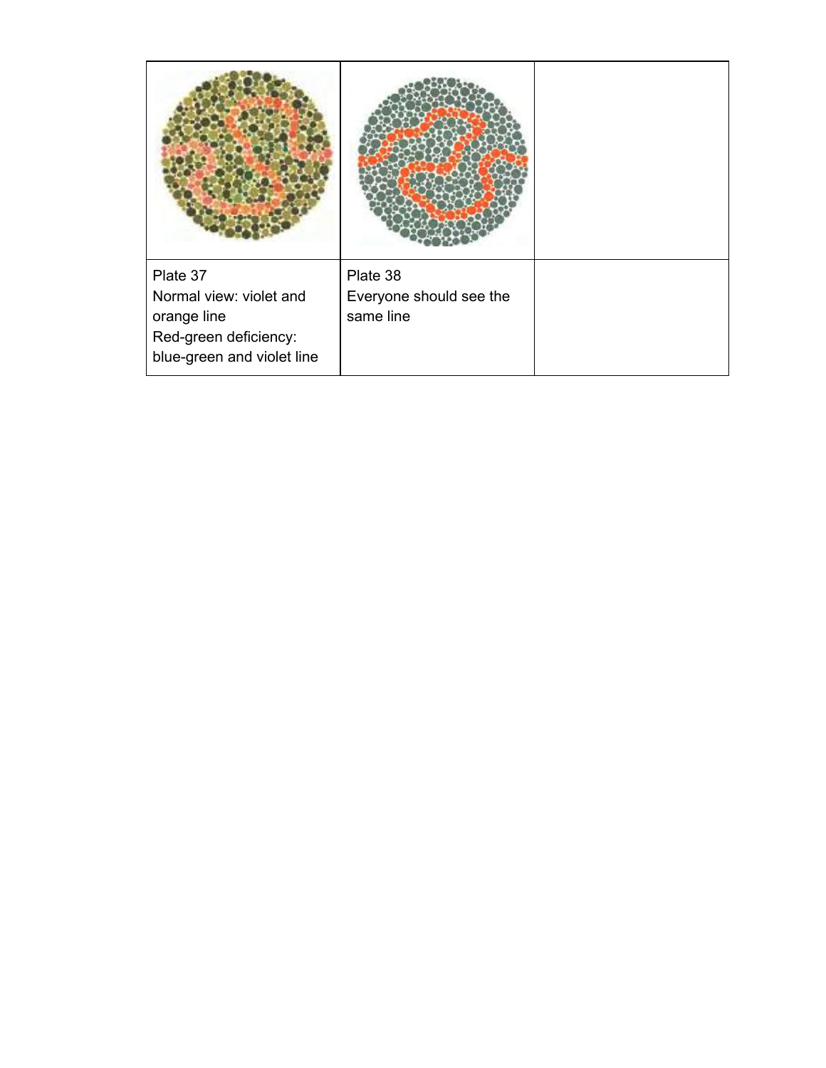| | | |
|---|---|---|
| | | |
| Plate 37<br>Normal view: violet and orange line<br>Red-green deficiency: blue-green and violet line | Plate 38<br>Everyone should see the same line | |